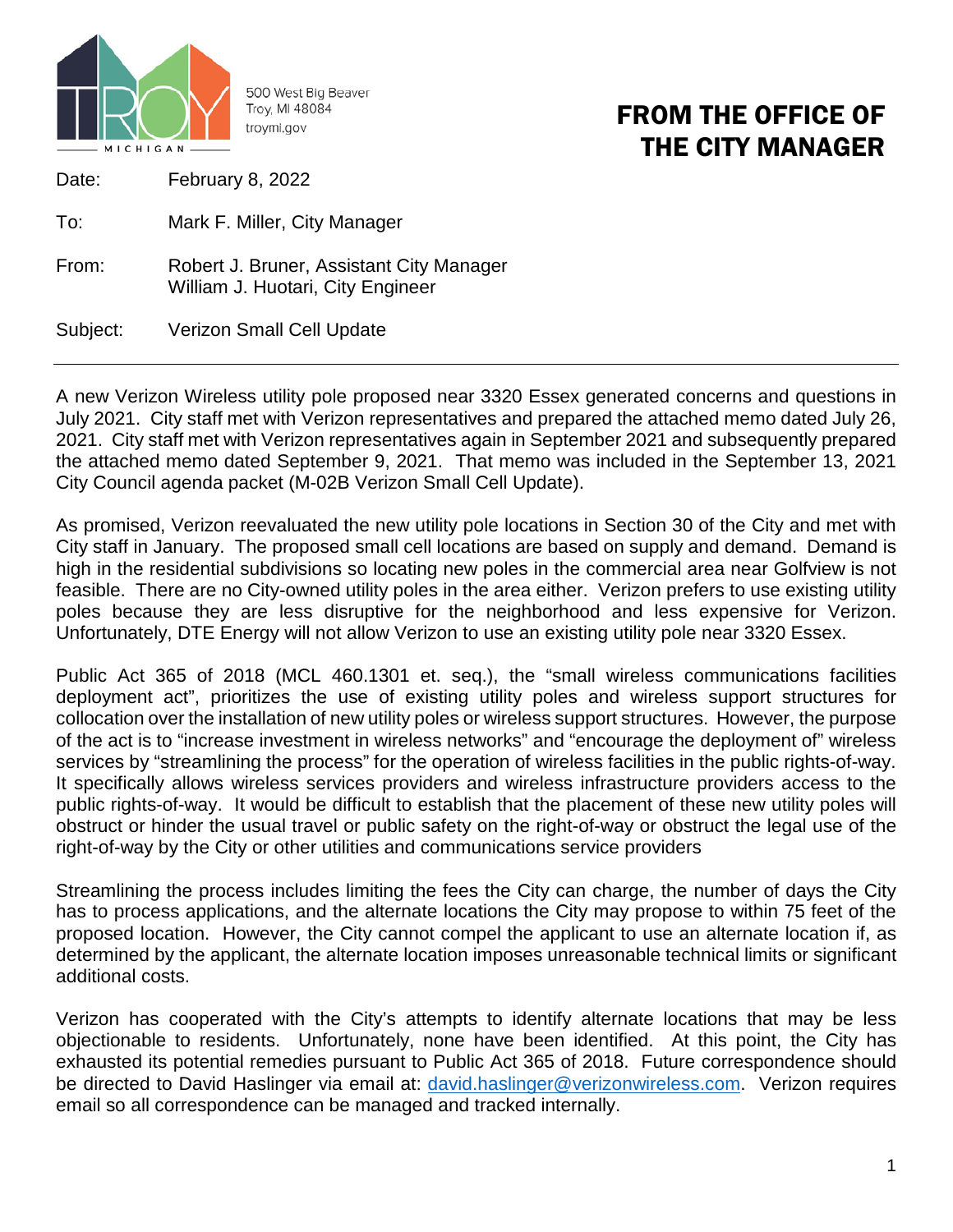TROY MICHIGAN

500 West Big Beaver
Troy, MI 48084
troymi.gov

# FROM THE OFFICE OF THE CITY MANAGER

Date: February 8, 2022

To: Mark F. Miller, City Manager

From: Robert J. Bruner, Assistant City Manager
William J. Huotari, City Engineer

Subject: Verizon Small Cell Update

---

A new Verizon Wireless utility pole proposed near 3320 Essex generated concerns and questions in July 2021. City staff met with Verizon representatives and prepared the attached memo dated July 26, 2021. City staff met with Verizon representatives again in September 2021 and subsequently prepared the attached memo dated September 9, 2021. That memo was included in the September 13, 2021 City Council agenda packet (M-02B Verizon Small Cell Update).

As promised, Verizon reevaluated the new utility pole locations in Section 30 of the City and met with City staff in January. The proposed small cell locations are based on supply and demand. Demand is high in the residential subdivisions so locating new poles in the commercial area near Golfview is not feasible. There are no City-owned utility poles in the area either. Verizon prefers to use existing utility poles because they are less disruptive for the neighborhood and less expensive for Verizon. Unfortunately, DTE Energy will not allow Verizon to use an existing utility pole near 3320 Essex.

Public Act 365 of 2018 (MCL 460.1301 et. seq.), the "small wireless communications facilities deployment act", prioritizes the use of existing utility poles and wireless support structures for collocation over the installation of new utility poles or wireless support structures. However, the purpose of the act is to "increase investment in wireless networks" and "encourage the deployment of" wireless services by "streamlining the process" for the operation of wireless facilities in the public rights-of-way. It specifically allows wireless services providers and wireless infrastructure providers access to the public rights-of-way. It would be difficult to establish that the placement of these new utility poles will obstruct or hinder the usual travel or public safety on the right-of-way or obstruct the legal use of the right-of-way by the City or other utilities and communications service providers

Streamlining the process includes limiting the fees the City can charge, the number of days the City has to process applications, and the alternate locations the City may propose to within 75 feet of the proposed location. However, the City cannot compel the applicant to use an alternate location if, as determined by the applicant, the alternate location imposes unreasonable technical limits or significant additional costs.

Verizon has cooperated with the City's attempts to identify alternate locations that may be less objectionable to residents. Unfortunately, none have been identified. At this point, the City has exhausted its potential remedies pursuant to Public Act 365 of 2018. Future correspondence should be directed to David Haslinger via email at: [david.haslinger@verizonwireless.com](mailto:david.haslinger@verizonwireless.com). Verizon requires email so all correspondence can be managed and tracked internally.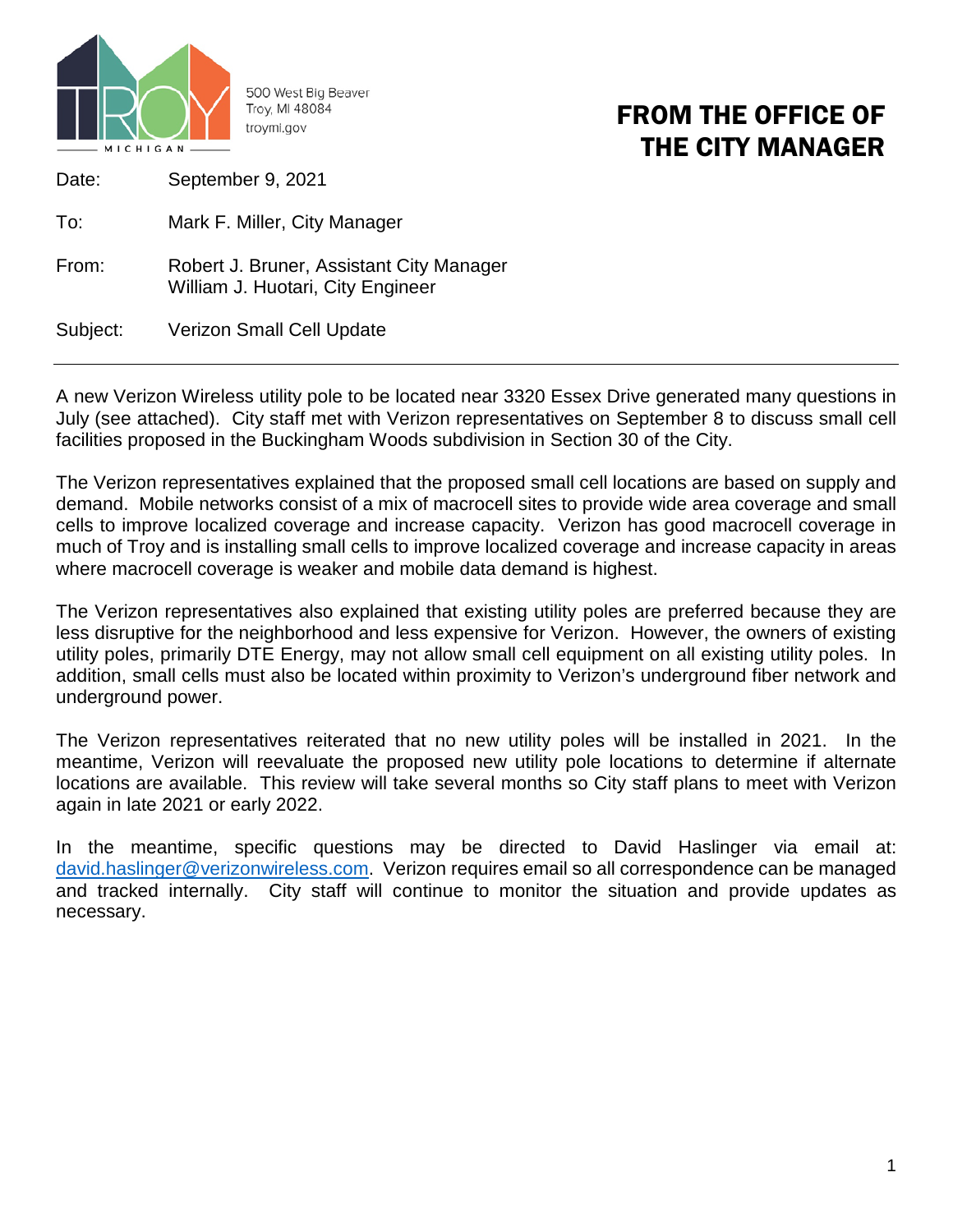500 West Big Beaver
Troy, MI 48084
troymi.gov

# FROM THE OFFICE OF THE CITY MANAGER

Date: September 9, 2021

To: Mark F. Miller, City Manager

From: Robert J. Bruner, Assistant City Manager
William J. Huotari, City Engineer

Subject: Verizon Small Cell Update

---

A new Verizon Wireless utility pole to be located near 3320 Essex Drive generated many questions in July (see attached). City staff met with Verizon representatives on September 8 to discuss small cell facilities proposed in the Buckingham Woods subdivision in Section 30 of the City.

The Verizon representatives explained that the proposed small cell locations are based on supply and demand. Mobile networks consist of a mix of macrocell sites to provide wide area coverage and small cells to improve localized coverage and increase capacity. Verizon has good macrocell coverage in much of Troy and is installing small cells to improve localized coverage and increase capacity in areas where macrocell coverage is weaker and mobile data demand is highest.

The Verizon representatives also explained that existing utility poles are preferred because they are less disruptive for the neighborhood and less expensive for Verizon. However, the owners of existing utility poles, primarily DTE Energy, may not allow small cell equipment on all existing utility poles. In addition, small cells must also be located within proximity to Verizon's underground fiber network and underground power.

The Verizon representatives reiterated that no new utility poles will be installed in 2021. In the meantime, Verizon will reevaluate the proposed new utility pole locations to determine if alternate locations are available. This review will take several months so City staff plans to meet with Verizon again in late 2021 or early 2022.

In the meantime, specific questions may be directed to David Haslinger via email at: david.haslinger@verizonwireless.com. Verizon requires email so all correspondence can be managed and tracked internally. City staff will continue to monitor the situation and provide updates as necessary.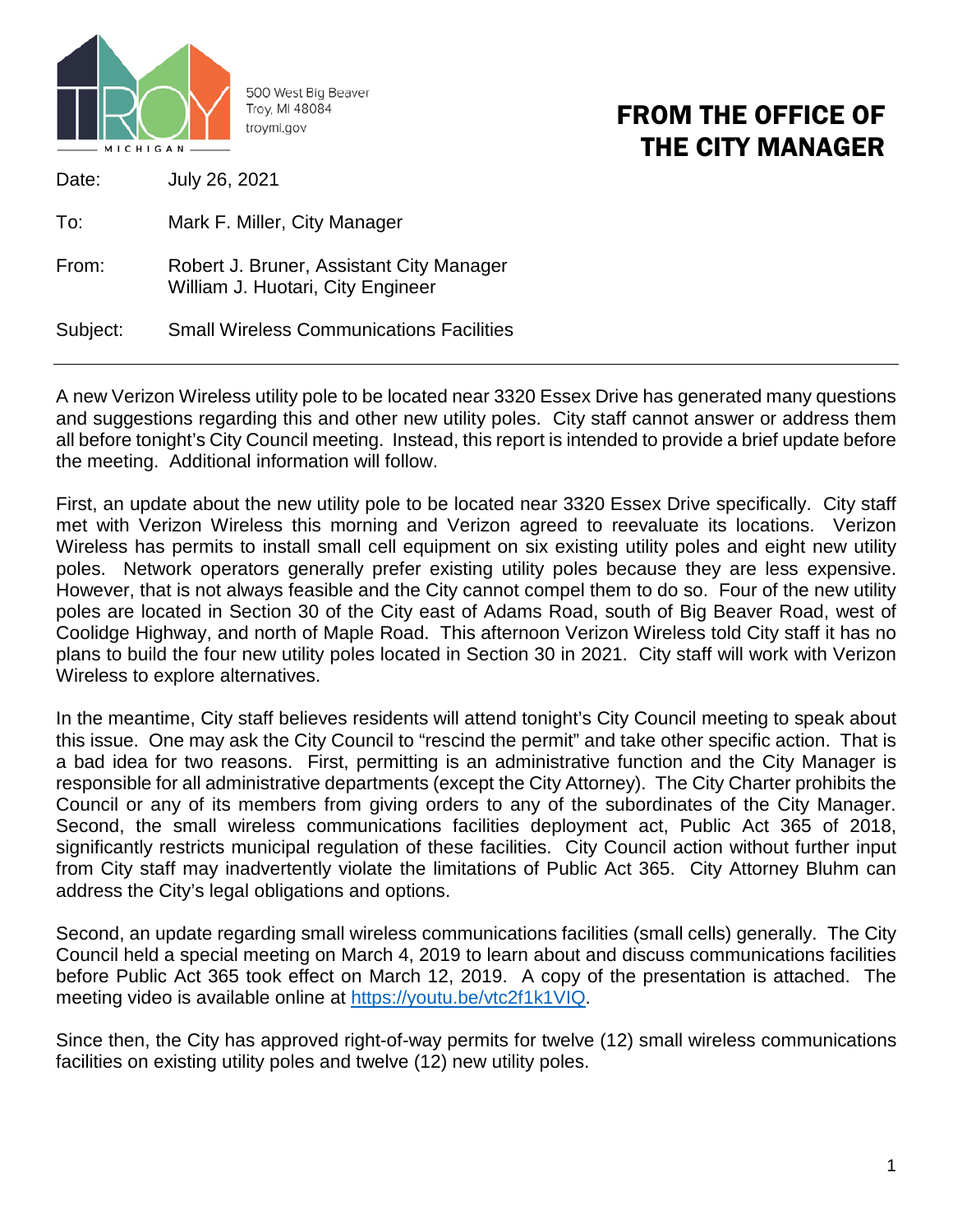500 West Big Beaver
Troy, MI 48084
troymi.gov

# FROM THE OFFICE OF THE CITY MANAGER

| | |
|---|---|
| Date: | July 26, 2021 |
| To: | Mark F. Miller, City Manager |
| From: | Robert J. Bruner, Assistant City Manager<br>William J. Huotari, City Engineer |
| Subject: | Small Wireless Communications Facilities |

A new Verizon Wireless utility pole to be located near 3320 Essex Drive has generated many questions and suggestions regarding this and other new utility poles. City staff cannot answer or address them all before tonight's City Council meeting. Instead, this report is intended to provide a brief update before the meeting. Additional information will follow.

First, an update about the new utility pole to be located near 3320 Essex Drive specifically. City staff met with Verizon Wireless this morning and Verizon agreed to reevaluate its locations. Verizon Wireless has permits to install small cell equipment on six existing utility poles and eight new utility poles. Network operators generally prefer existing utility poles because they are less expensive. However, that is not always feasible and the City cannot compel them to do so. Four of the new utility poles are located in Section 30 of the City east of Adams Road, south of Big Beaver Road, west of Coolidge Highway, and north of Maple Road. This afternoon Verizon Wireless told City staff it has no plans to build the four new utility poles located in Section 30 in 2021. City staff will work with Verizon Wireless to explore alternatives.

In the meantime, City staff believes residents will attend tonight's City Council meeting to speak about this issue. One may ask the City Council to "rescind the permit" and take other specific action. That is a bad idea for two reasons. First, permitting is an administrative function and the City Manager is responsible for all administrative departments (except the City Attorney). The City Charter prohibits the Council or any of its members from giving orders to any of the subordinates of the City Manager. Second, the small wireless communications facilities deployment act, Public Act 365 of 2018, significantly restricts municipal regulation of these facilities. City Council action without further input from City staff may inadvertently violate the limitations of Public Act 365. City Attorney Bluhm can address the City's legal obligations and options.

Second, an update regarding small wireless communications facilities (small cells) generally. The City Council held a special meeting on March 4, 2019 to learn about and discuss communications facilities before Public Act 365 took effect on March 12, 2019. A copy of the presentation is attached. The meeting video is available online at https://youtu.be/vtc2f1k1VIQ.

Since then, the City has approved right-of-way permits for twelve (12) small wireless communications facilities on existing utility poles and twelve (12) new utility poles.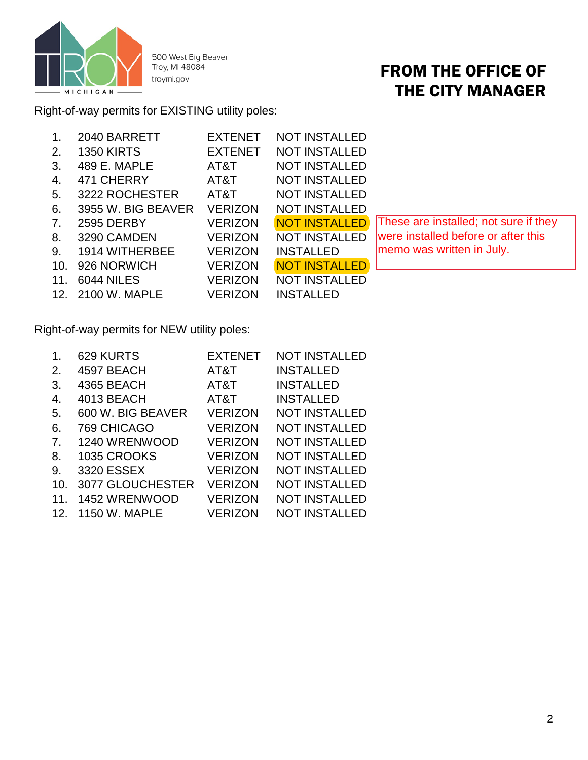500 West Big Beaver
Troy, MI 48084
troymi.gov

## FROM THE OFFICE OF THE CITY MANAGER

Right-of-way permits for EXISTING utility poles:

| | | | |
|---|---|---|---|
| 1. | 2040 BARRETT | EXTENET | NOT INSTALLED |
| 2. | 1350 KIRTS | EXTENET | NOT INSTALLED |
| 3. | 489 E. MAPLE | AT&T | NOT INSTALLED |
| 4. | 471 CHERRY | AT&T | NOT INSTALLED |
| 5. | 3222 ROCHESTER | AT&T | NOT INSTALLED |
| 6. | 3955 W. BIG BEAVER | VERIZON | NOT INSTALLED |
| 7. | 2595 DERBY | VERIZON | NOT INSTALLED |
| 8. | 3290 CAMDEN | VERIZON | NOT INSTALLED |
| 9. | 1914 WITHERBEE | VERIZON | INSTALLED |
| 10. | 926 NORWICH | VERIZON | NOT INSTALLED |
| 11. | 6044 NILES | VERIZON | NOT INSTALLED |
| 12. | 2100 W. MAPLE | VERIZON | INSTALLED |

These are installed; not sure if they were installed before or after this memo was written in July.

Right-of-way permits for NEW utility poles:

| | | | |
|---|---|---|---|
| 1. | 629 KURTS | EXTENET | NOT INSTALLED |
| 2. | 4597 BEACH | AT&T | INSTALLED |
| 3. | 4365 BEACH | AT&T | INSTALLED |
| 4. | 4013 BEACH | AT&T | INSTALLED |
| 5. | 600 W. BIG BEAVER | VERIZON | NOT INSTALLED |
| 6. | 769 CHICAGO | VERIZON | NOT INSTALLED |
| 7. | 1240 WRENWOOD | VERIZON | NOT INSTALLED |
| 8. | 1035 CROOKS | VERIZON | NOT INSTALLED |
| 9. | 3320 ESSEX | VERIZON | NOT INSTALLED |
| 10. | 3077 GLOUCHESTER | VERIZON | NOT INSTALLED |
| 11. | 1452 WRENWOOD | VERIZON | NOT INSTALLED |
| 12. | 1150 W. MAPLE | VERIZON | NOT INSTALLED |